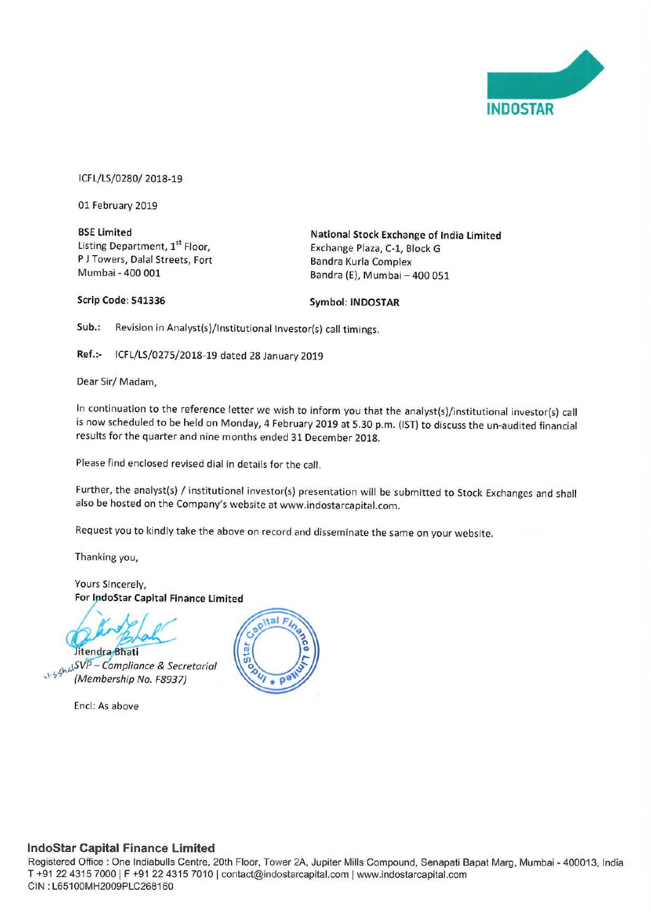INDOSTAR

ICFL/LS/0280/ 2018-19

01 February 2019

**BSE Limited**
Listing Department, 1st Floor,
P J Towers, Dalal Streets, Fort
Mumbai - 400 001

**Scrip Code: 541336**

**National Stock Exchange of India Limited**
Exchange Plaza, C-1, Block G
Bandra Kurla Complex
Bandra (E), Mumbai – 400 051

**Symbol: INDOSTAR**

**Sub.:** Revision in Analyst(s)/Institutional Investor(s) call timings.

**Ref.:-** ICFL/LS/0275/2018-19 dated 28 January 2019

Dear Sir/ Madam,

In continuation to the reference letter we wish to inform you that the analyst(s)/institutional investor(s) call is now scheduled to be held on Monday, 4 February 2019 at 5.30 p.m. (IST) to discuss the un-audited financial results for the quarter and nine months ended 31 December 2018.

Please find enclosed revised dial in details for the call.

Further, the analyst(s) / institutional investor(s) presentation will be submitted to Stock Exchanges and shall also be hosted on the Company's website at www.indostarcapital.com.

Request you to kindly take the above on record and disseminate the same on your website.

Thanking you,

Yours Sincerely,
**For IndoStar Capital Finance Limited**

Jitendra Bhati
*SVP – Compliance & Secretarial*
*(Membership No. F8937)*

Encl: As above

**IndoStar Capital Finance Limited**
Registered Office : One Indiabulls Centre, 20th Floor, Tower 2A, Jupiter Mills Compound, Senapati Bapat Marg, Mumbai - 400013, India
T +91 22 4315 7000 | F +91 22 4315 7010 | contact@indostarcapital.com | www.indostarcapital.com
CIN : L65100MH2009PLC268160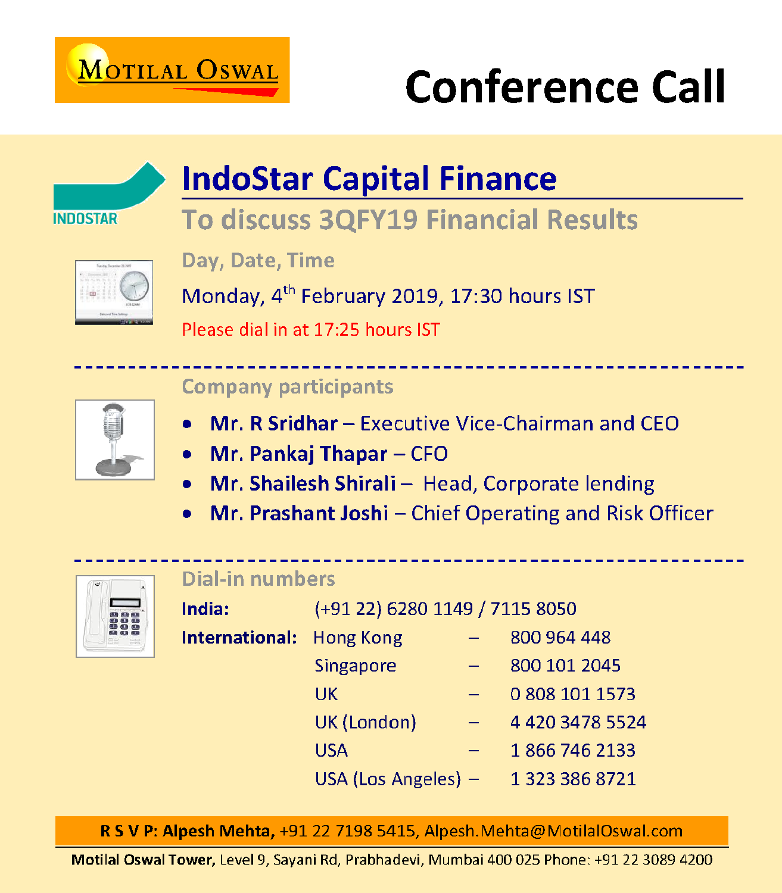MOTILAL OSWAL

# Conference Call

## IndoStar Capital Finance

### To discuss 3QFY19 Financial Results

**Day, Date, Time**

Monday, 4th February 2019, 17:30 hours IST

Please dial in at 17:25 hours IST

---

**Company participants**

- **Mr. R Sridhar** – Executive Vice-Chairman and CEO
- **Mr. Pankaj Thapar** – CFO
- **Mr. Shailesh Shirali** – Head, Corporate lending
- **Mr. Prashant Joshi** – Chief Operating and Risk Officer

---

**Dial-in numbers**

**India:** (+91 22) 6280 1149 / 7115 8050

| | | |
|---|---|---|
| **International:** | Hong Kong – | 800 964 448 |
| | Singapore – | 800 101 2045 |
| | UK – | 0 808 101 1573 |
| | UK (London) – | 4 420 3478 5524 |
| | USA – | 1 866 746 2133 |
| | USA (Los Angeles) – | 1 323 386 8721 |

**R S V P: Alpesh Mehta,** +91 22 7198 5415, Alpesh.Mehta@MotilalOswal.com

**Motilal Oswal Tower,** Level 9, Sayani Rd, Prabhadevi, Mumbai 400 025 Phone: +91 22 3089 4200